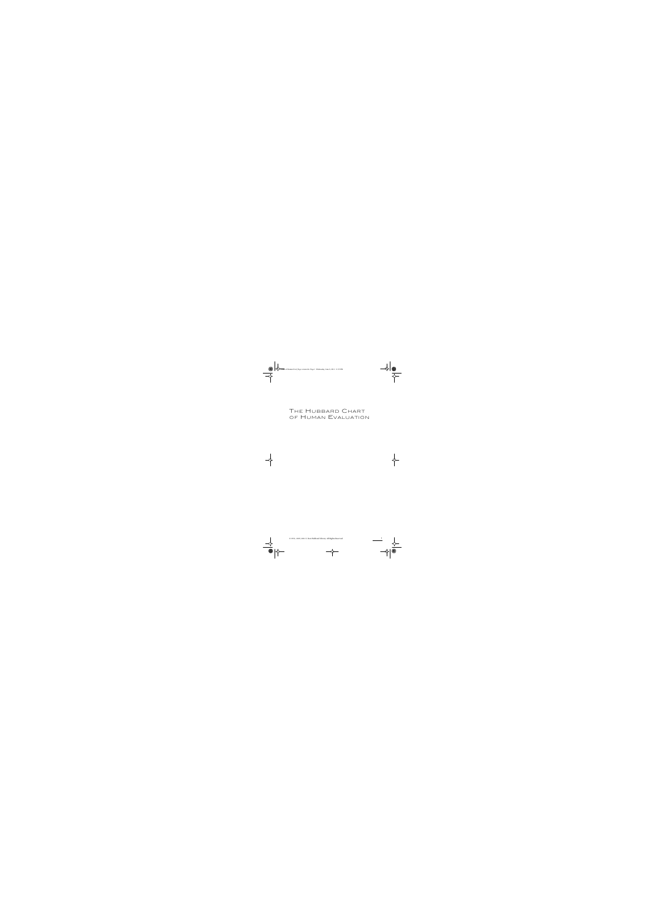# The Hubbard Chart of Human Evaluation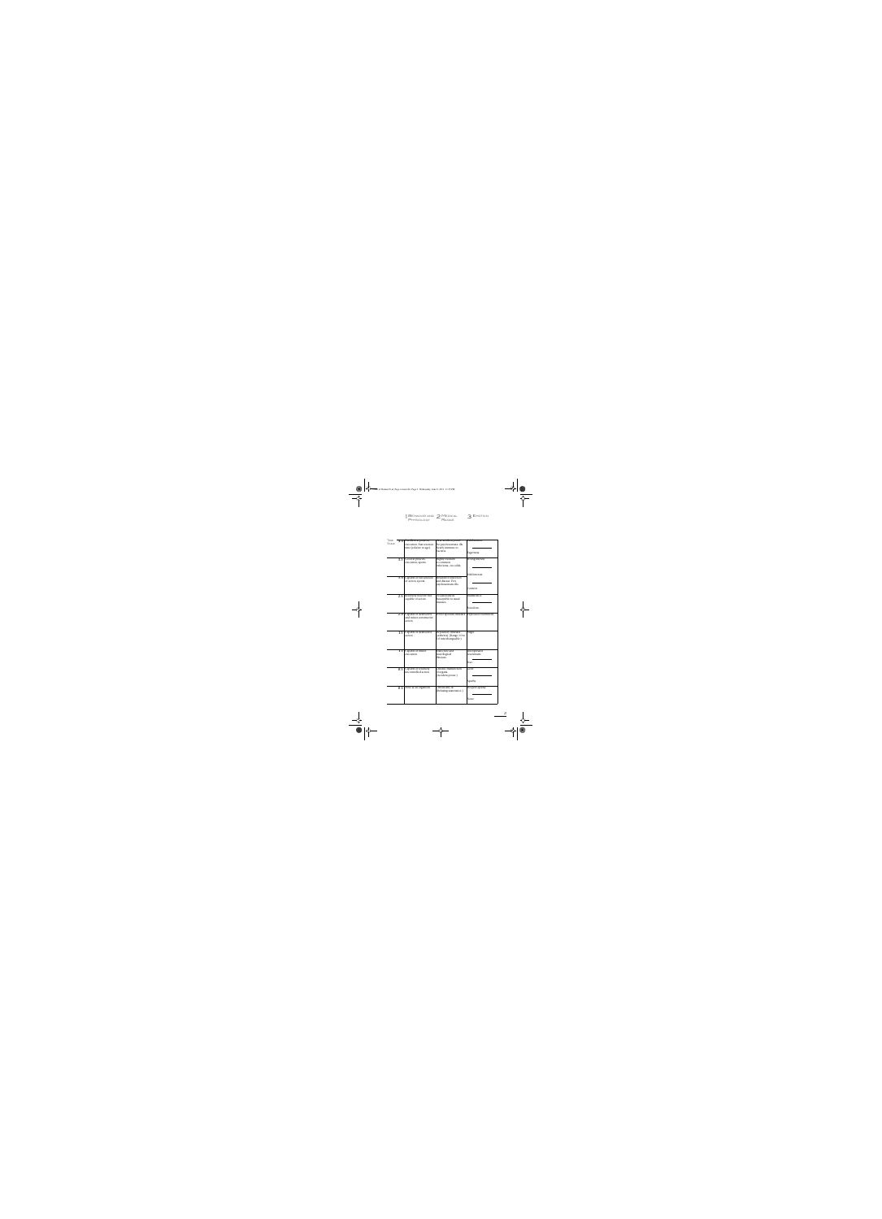| Tone Scale | 1 Behavior and Physiology | 2 Medical Range | 3 Emotion |
|---|---|---|---|
| 4.0 | Excellent at projects, execution. Fast reaction time (relative to age). | Near accident-proof. No psychosomatic ills. Nearly immune to bacteria. | Eagerness, exhilaration. |
| 3.5 | Good at projects, execution, sports. | Highly resistant to common infections. No colds. | Strong interest |
| 3.0 | Capable of fair amount of action, sports. | Resistant to infection and disease. Few psychosomatic ills. | Mild interest<br>Content |
| 2.5 | Relatively inactive, but capable of action. | Occasionally ill. Susceptible to usual diseases. | Indifference<br>Boredom |
| 2.0 | Capable of destructive and minor constructive action. | Severe sporadic illnesses. | Expressed resentment |
| 1.5 | Capable of destructive action. | Depository illnesses (arthritis). (Range 1.0 to 2.0 interchangeable.) | Anger |
| 1.1 | Capable of minor execution. | Endocrine and neurological illnesses. | Unexpressed resentment<br>Fear |
| 0.5 | Capable of relatively uncontrolled action. | Chronic malfunction of organs. (Accident prone.) | Grief<br>Apathy |
| 0.1 | Alive as an organism. | Chronically ill. (Refusing sustenance.) | Deepest apathy<br>Death |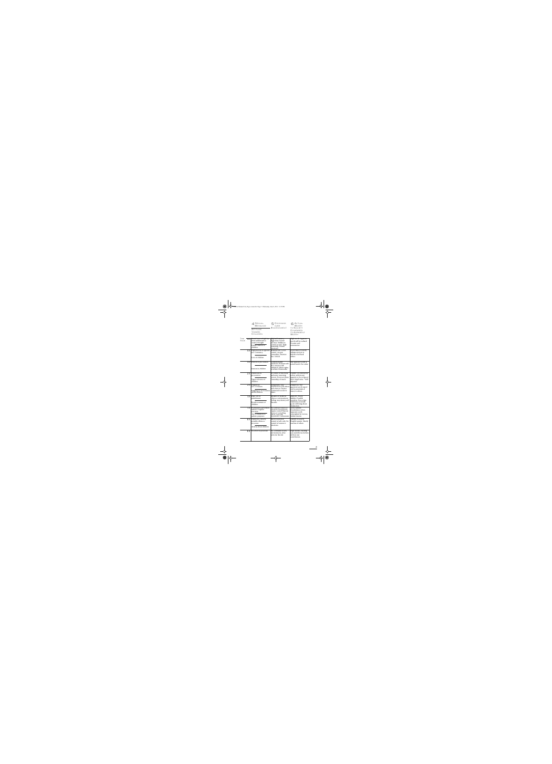| Tone Scale | 4 Sexual Behavior Attitude toward Children | 5 Command over Environment | 6 Actual Worth to Society Compared to Apparent Worth |
|---|---|---|---|
| 4.0 | Sexual interest high but often sublimated to creative thought. / Intense interest in children. | High self-mastery. Aggressive toward environment. Dislikes to control people. High reasoning, volatile emotions. | High worth. Apparent worth will be realized. Creative and constructive. |
| 3.5 | High interest in opposite sex. Constancy. / Love of children. | Good control. Capable of possession. Reasoning. Free emotions. | Good value to society. Adjusts environment to benefit of self and others. |
| 3.0 | Interest in procreation. / Interest in children. | Reasonably in control. Reasonable. Little free emotion. Allows rights to others. Democratic. | Any apparent worth is actual worth. Fair value. |
| 2.5 | Disinterest in procreation. / Vague tolerance of children. | In control of function and some reasoning powers. Does not desire ownership of much. | Capable of constructive action; seldom much quantity. Small value. "Well adjusted." |
| 2.0 | Disgust at sex, revulsion. / Nagging of and nervousness about children. | Antagonistic and destructive to self, others and environment. Desires command in order to injure. | Dangerous. Any apparent worth wiped out by potentials of injury to others. |
| 1.5 | Rape. Sex as punishment. / Brutal treatment of children. | Smashes or destroys others or environment. Failing this, may destroy self. | Insincere. Heavy liability. Possible murderer. Even when intentions avowedly good will bring about destruction. |
| 1.1 | Promiscuity, perversion, sadism, irregular practices. / Use of children for sadistic purposes. | No control of reason or emotions, but apparent organic control. Uses sly means of controlling others, especially hypnotism. Cunning. | Dangerous liability to society. Any apparent worth intercepted by covert, hidden intents. |
| 0.5 | Impotency, anxiety, possible efforts to reproduce. / Anxiety about children. | Only slight control of self, only. No control of reason or emotions. | Liability to society. Possible suicide. Utterly careless of others. |
| 0.1 | No effort to procreate. | No command of self, of environment, of other persons. Suicide. | High liability, needing care and efforts of others without making any contribution. |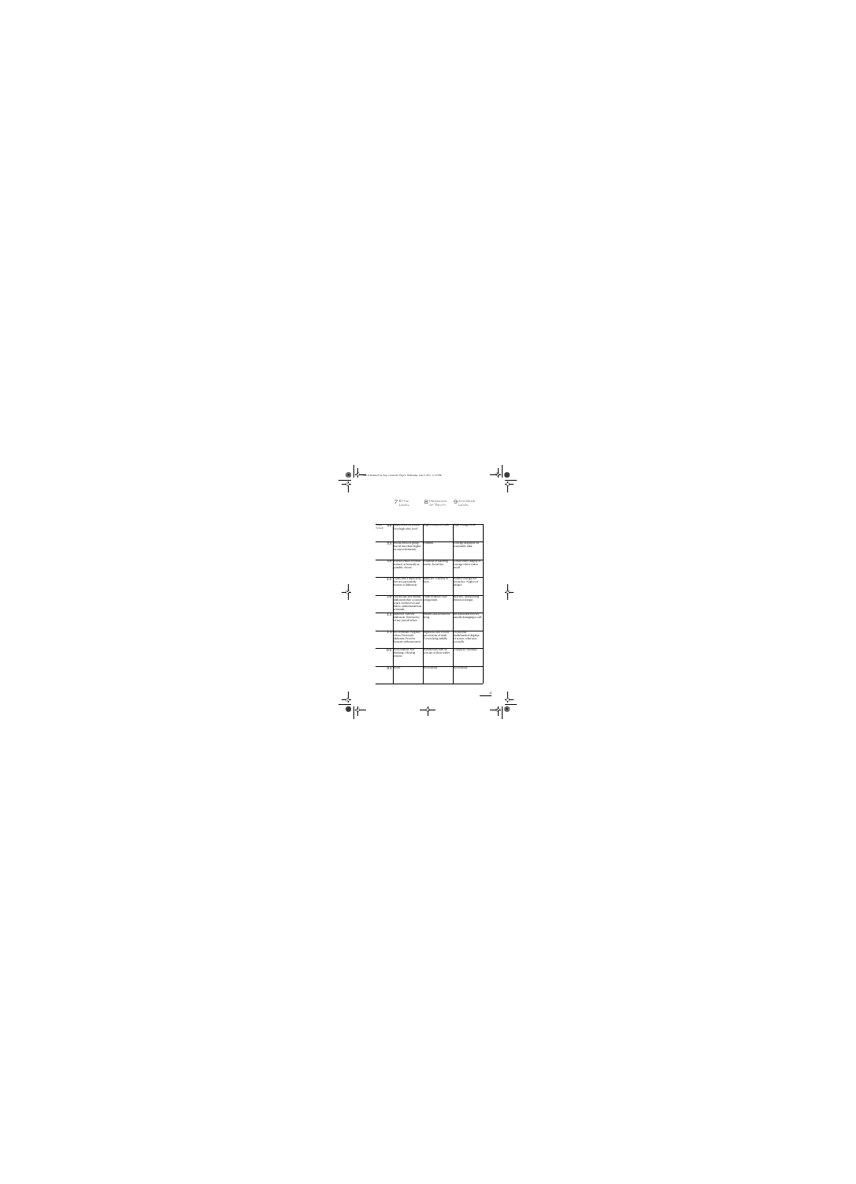7 Ethic Level

8 Meaning of Truth

9 Courage Level

| | Ethic Level | Meaning of Truth | Courage Level |
|---|---|---|---|
| | Very high ethic level | | High courage level |
| | | | |
| | | | |
| | | | |
| | | | |
| | | | |
| | | | |
| | | | |
| | None | | |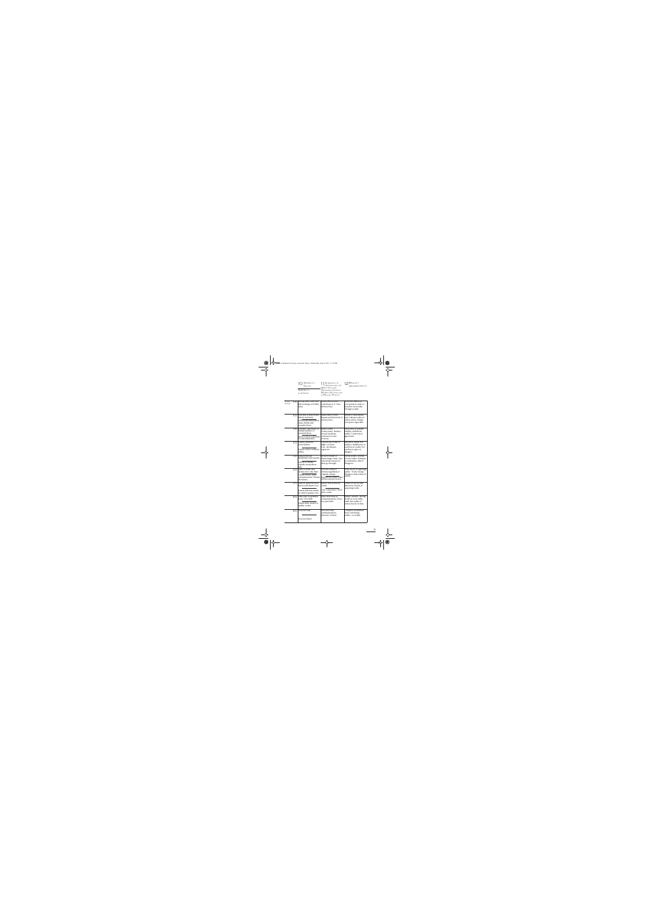| Tone Level | 10 Speech: Talks / Speech: Listens | 11 Subject's Handling of Written or Spoken Comm When Acting as a Relay Point | 12 Reality (Agreement) |
|---|---|---|---|
| 4.0 | Strong, able, swift and full exchange of beliefs, ideas. | Passes theta communication, contributes to it. Cuts entheta lines. | Search for different viewpoints in order to broaden own reality. Changes reality. |
| 3.5 | Will talk of deep-seated beliefs and ideas. / Will accept deep-seated ideas, beliefs and consider them. | Passes theta communication. Resents and hits back at entheta lines. | Capable of understanding and evaluating reality of others and to change viewpoint. Agreeable. |
| 3.0 | Tentative expression of limited number of personal ideas. / Receives ideas and beliefs if cautiously stated. | Passes communication. Conservative. Inclines toward moderate construction and creation. | Awareness of possible validity of different reality. Conservative agreement. |
| 2.5 | Casual, pointless conversation. / Listens only to ordinary affairs. | Cancels any communication of higher or lower tone. Devaluates urgencies. | Refuses to match two realities. Indifferent to conflict in reality. Too careless to agree or disagree. |
| 2.0 | Talks in threats. Invalidates other people. / Listens to threats. Openly mocks theta talk. | Deals in hostile or threatening comm. Lets only small amount of theta go through. | Verbal doubt. Defense of own reality. Attempts to undermine others'. Disagrees. |
| 1.5 | Talks of death, destruction only. Hate. / Listens only to death and destruction. Wrecks theta lines. | Perverts communication to entheta regardless of original content. Stops theta comm. Passes entheta and perverts it. | Destruction of opposing reality. "You're wrong." Disagrees with reality of others. |
| 1.1 | Talks in apparent theta but intent is vicious. / Listens little, mostly to cabal, gossip, lies. | Relays only malicious communication. Cuts comm lines. Won't relay comm. | Doubt of own reality. Insecurity. Doubt of opposing reality. |
| 0.5 | Talks very little and only in apathetic tones. / Listens little; mostly to apathy or pity. | Takes little heed of communications. Does not pass them. | Shame, anxiety, strong doubts of own reality. Easily has reality of others forced on him. |
| 0.1 | Does not talk. / Does not listen. | Does not relay communications. Unaware of them. | Complete withdrawal from conflicting reality. No reality. |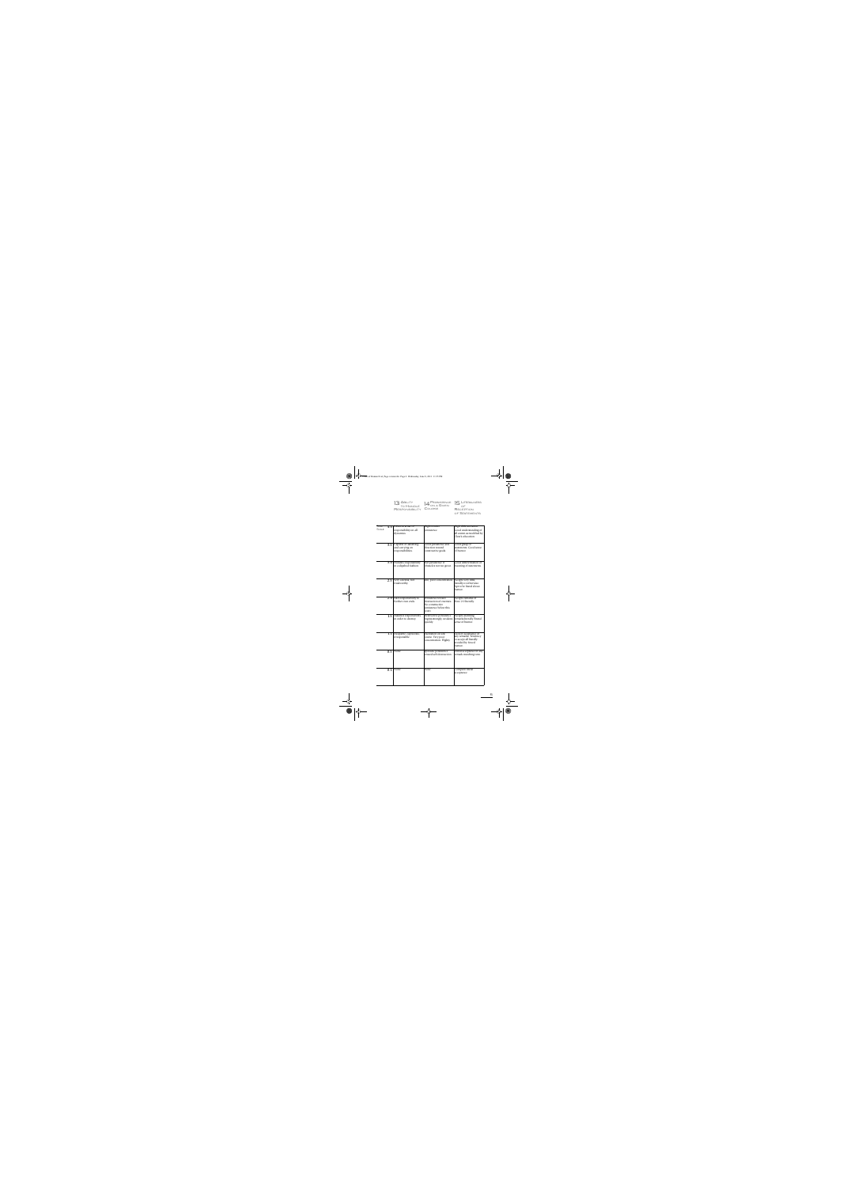| | 13 Ability to Handle Responsibility | 14 Persistence on a Given Course | 15 Likelihood of Rejection of Statements |
|---|---|---|---|
| Tone 4.0 | Assumes full responsibility for all dynamics | High persistence | High concept. Good understanding of all causes accredited by Ed's education |
| 3.5 | Capable of obtaining and carrying on responsibilities | Good persistence and direction toward constructive goals | Good grasp of statements. Good ability of humor |
| 3.0 | Handles responsibility in a slipshod fashion | Fair persistence if obstacles are not too great | Good differentiation of meaning of statements |
| 2.5 | Too careless, not trustworthy | Idle, poor concentration | Accepts very little, literally or otherwise. Apt to be literal about humor |
| 2.0 | Uses responsibility to further own ends | Persistence toward destruction of enemies. No constructive persistence below this point | Accepts remarks of tone 2.0 literally |
| 1.5 | Assumes responsibility in order to destroy | Destructive persistence begins strongly, weakens quickly | Accepts alarming remarks literally. Brutal sense of humor |
| 1.1 | Incapable, capricious, irresponsible | Vacillation on any course. Very poor concentration. Flighty | Lackadaisical acceptance of any remarks. Tendency to accept all literally. Weak forced humor |
| 0.5 | None | Sporadic persistence toward self-destruction | Literal acceptance of any remark matching tone |
| 0.1 | None | None | Complete literal acceptance |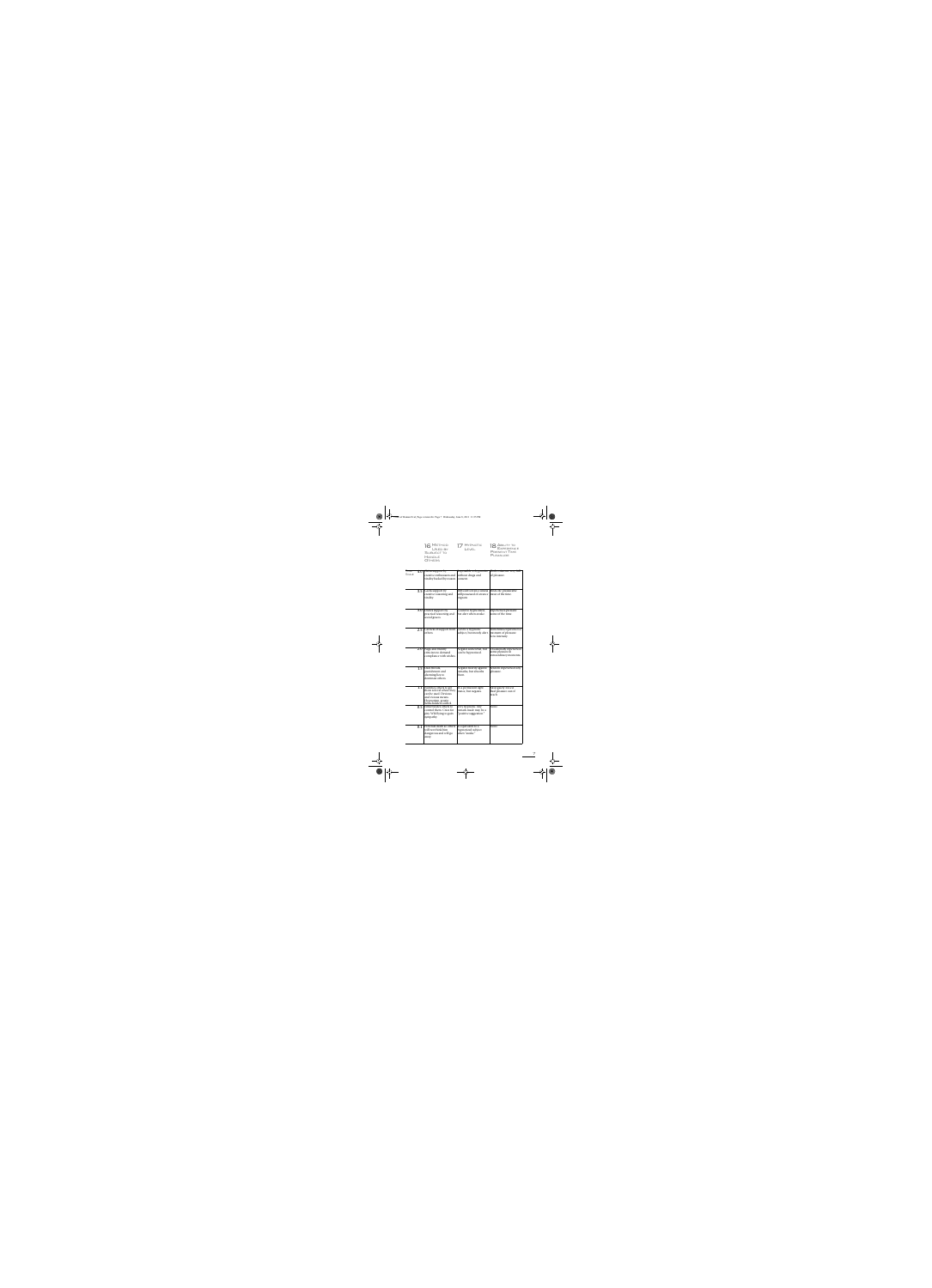| Tone Scale | 16 Method Used by Subject to Handle Others | 17 Hypnotic Level | 18 Ability to Experience Pleasure |
| --- | --- | --- | --- |
| 4.0 | Gains support by creative enthusiasm and vitality backed by reason | Impossible to hypnotize without drugs and consent | Finds existence very full of pleasure |
| 3.5 | Gains support by creative reasoning and vitality | Difficult to hypnotize unless still in some minor bands | Finds life pleasurable most of the time |
| 3.0 | Gains support by practical reasoning and social graces | Could be hypnotized, but alert when awake | Experiences pleasure some of the time |
| 2.5 | Careless of support from others | Can be a hypnotic subject, but mostly alert | Experiences moments of pleasure. Low intensity |
| 2.0 | Nags and bullies others to demand compliance with wishes | Negates somewhat. Can be hypnotized | Occasionally experiences some pleasure in extraordinary moments |
| 1.5 | Uses threats, punishment and alarming lies to dominate others | Negates heavily against remarks, but absorbs them | Seldom experiences any pleasure |
| 1.0 | Nullifies others to get them to level where they can be used. Devious and vicious means. Hypnotism, gossip. Seeks hidden control | In a permanent light trance, but negates | Most gaiety forced. Real pleasure out of reach |
| 0.5 | Enturbulates others to control them. Cries for pity. Wild lying to gain sympathy | Very hypnotic. Any remark made may be a "positive suggestion." | None |
| 0.1 | Pretends death so others will not think him dangerous and will go away | Equivalent to a hypnotized subject when "awake." | None |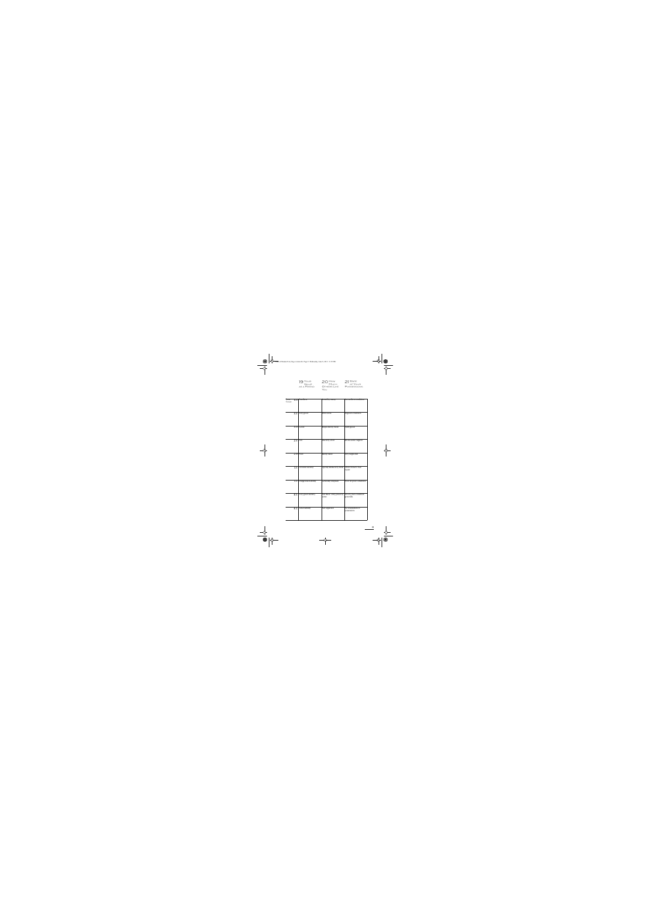| Your Total | 19 Your Value as a Person | 20 How Much Others Like You | 21 State of Your Possessions |
|---|---|---|---|
| 4.0 | Priceless | Universally loved | Immaculate condition |
| 3.5 | Very great | Well liked | Highest condition |
| 3.0 | Great | Respected by most | Very good |
| 2.5 | Fair | Liked by some | Needs some repair |
| 2.0 | Poor | Barely liked | Very neglected |
| 1.5 | Virtually worthless | Quickly dismissed by most | Needs serious repair |
| 1.0 | Dangerously worthless | Generally despised | Almost in poor condition |
| 0.5 | Less than worthless | Not liked, only pitied by some | Almost in total ruin generally |
| 0.0 | Utterly worthless | Not regarded | No possessions or ownership |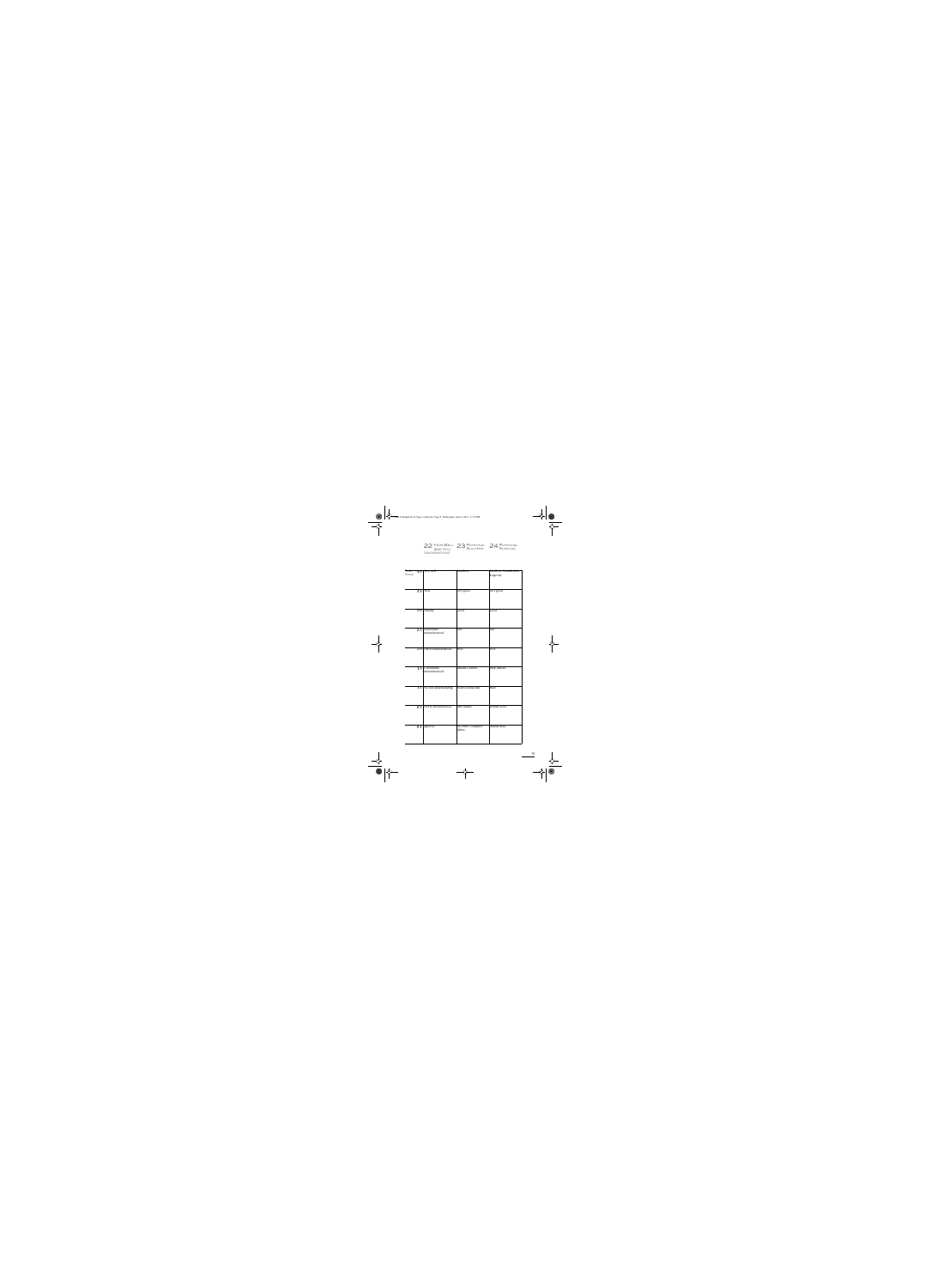| Test Score | 22 How Well Are You Understood | 23 Potential Success | 24 Potential Survival |
|---|---|---|---|
| 4.0 | Very well | Excellent | Excellent |
| 3.5 | Well | Very good | Very good |
| 3.0 | Usually | Good | Good |
| 2.5 | Sometimes misunderstood | Fair | Fair |
| 2.0 | Often misunderstood | Poor | Poor |
| 1.5 | Constantly misunderstood | Doubtful | Very difficult |
| 1.0 | No real understanding | Nearly impossible | Bleak |
| 0.5 | Not at all understood | Don't bother | Without hope |
| 0.1 | Ignored | No chance. Complete failure | Without hope |